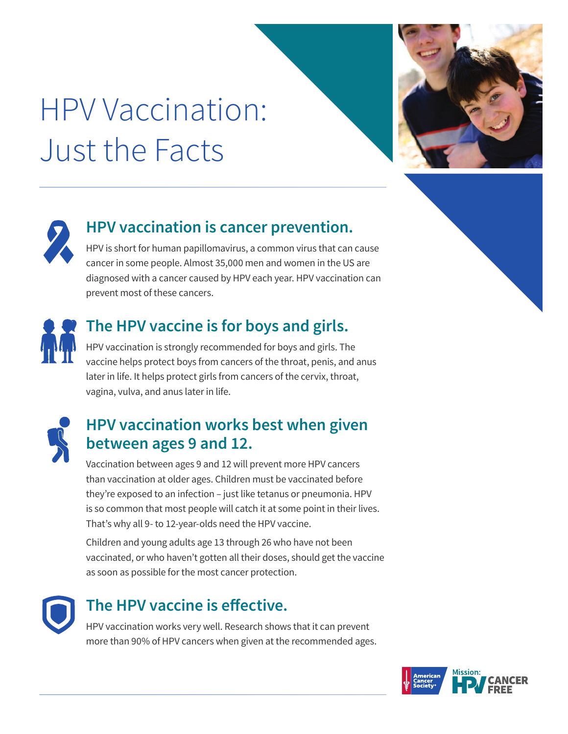# HPV Vaccination: Just the Facts

## HPV vaccination is cancer prevention.

HPV is short for human papillomavirus, a common virus that can cause cancer in some people. Almost 35,000 men and women in the US are diagnosed with a cancer caused by HPV each year. HPV vaccination can prevent most of these cancers.

## The HPV vaccine is for boys and girls.

HPV vaccination is strongly recommended for boys and girls. The vaccine helps protect boys from cancers of the throat, penis, and anus later in life. It helps protect girls from cancers of the cervix, throat, vagina, vulva, and anus later in life.

## HPV vaccination works best when given between ages 9 and 12.

Vaccination between ages 9 and 12 will prevent more HPV cancers than vaccination at older ages. Children must be vaccinated before they're exposed to an infection – just like tetanus or pneumonia. HPV is so common that most people will catch it at some point in their lives. That's why all 9- to 12-year-olds need the HPV vaccine.

Children and young adults age 13 through 26 who have not been vaccinated, or who haven't gotten all their doses, should get the vaccine as soon as possible for the most cancer protection.

## The HPV vaccine is effective.

HPV vaccination works very well. Research shows that it can prevent more than 90% of HPV cancers when given at the recommended ages.

American Cancer Society® | Mission: HPV CANCER FREE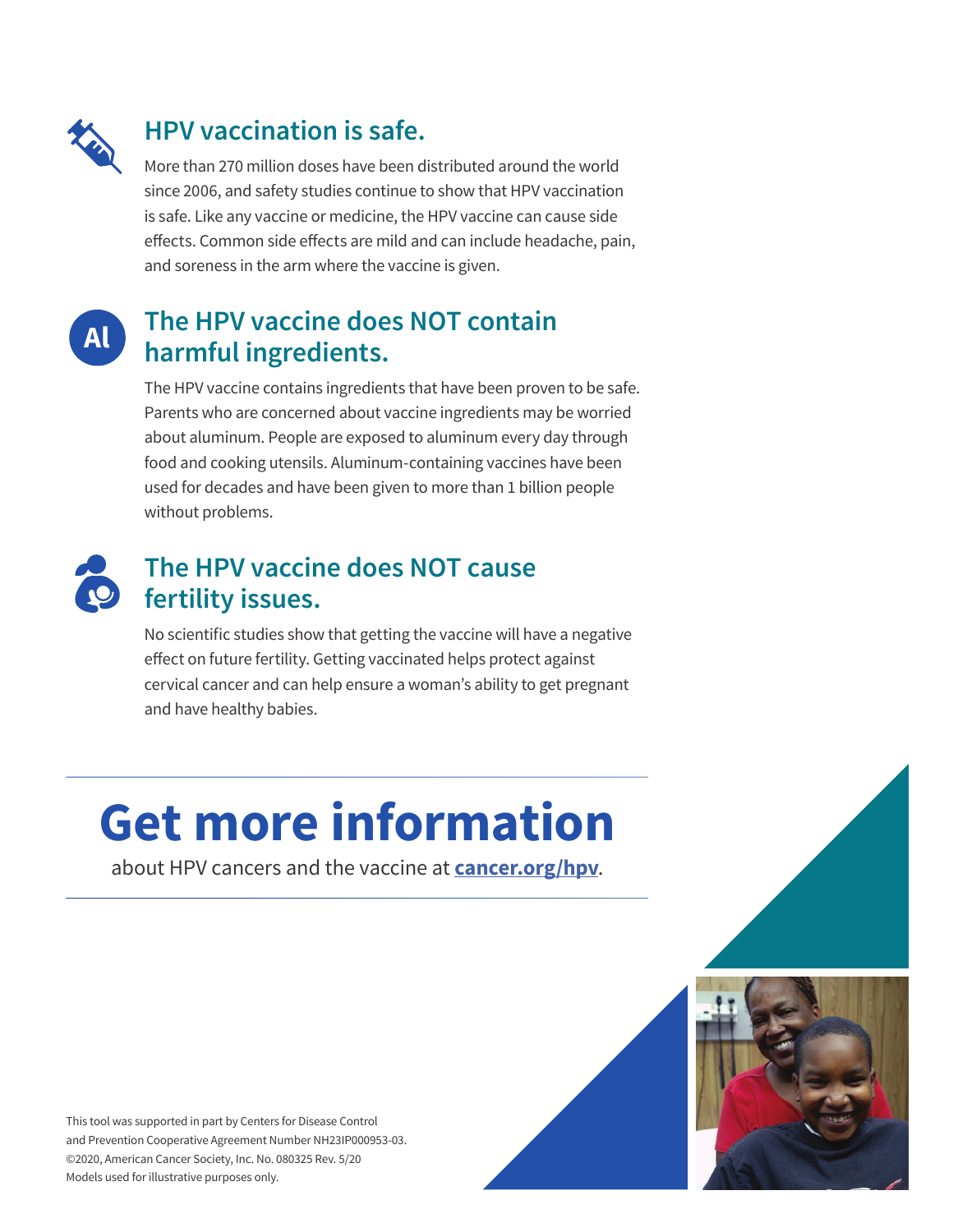## HPV vaccination is safe.

More than 270 million doses have been distributed around the world since 2006, and safety studies continue to show that HPV vaccination is safe. Like any vaccine or medicine, the HPV vaccine can cause side effects. Common side effects are mild and can include headache, pain, and soreness in the arm where the vaccine is given.

## The HPV vaccine does NOT contain harmful ingredients.

The HPV vaccine contains ingredients that have been proven to be safe. Parents who are concerned about vaccine ingredients may be worried about aluminum. People are exposed to aluminum every day through food and cooking utensils. Aluminum-containing vaccines have been used for decades and have been given to more than 1 billion people without problems.

## The HPV vaccine does NOT cause fertility issues.

No scientific studies show that getting the vaccine will have a negative effect on future fertility. Getting vaccinated helps protect against cervical cancer and can help ensure a woman's ability to get pregnant and have healthy babies.

---

# Get more information

about HPV cancers and the vaccine at **cancer.org/hpv**.

---

This tool was supported in part by Centers for Disease Control and Prevention Cooperative Agreement Number NH23IP000953-03.
©2020, American Cancer Society, Inc. No. 080325 Rev. 5/20
Models used for illustrative purposes only.